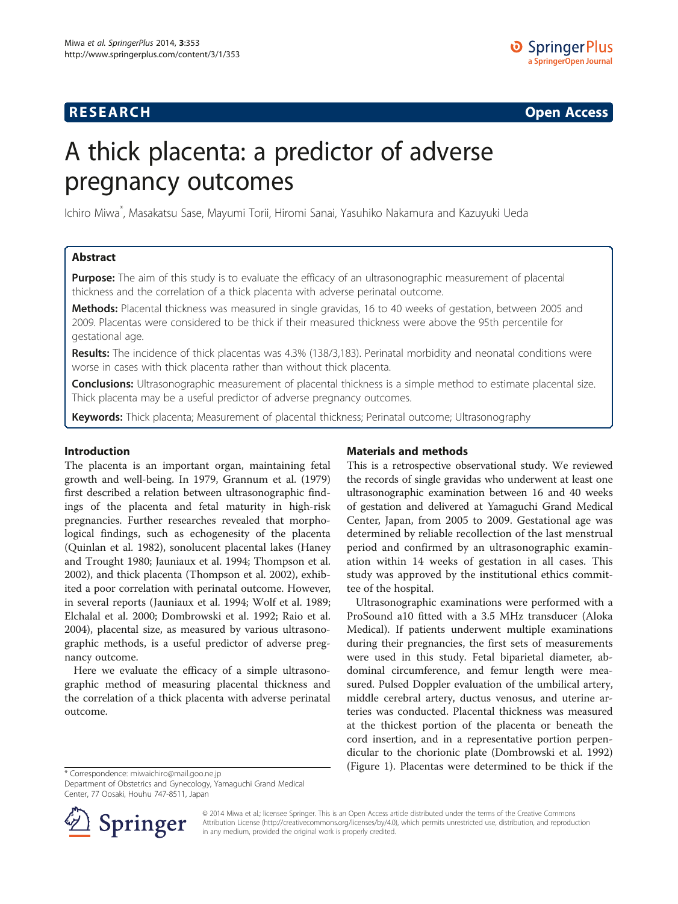RESEARCH **Open Access**

# A thick placenta: a predictor of adverse pregnancy outcomes

Ichiro Miwa*, Masakatsu Sase, Mayumi Torii, Hiromi Sanai, Yasuhiko Nakamura and Kazuyuki Ueda

## Abstract

**Purpose:** The aim of this study is to evaluate the efficacy of an ultrasonographic measurement of placental thickness and the correlation of a thick placenta with adverse perinatal outcome.

**Methods:** Placental thickness was measured in single gravidas, 16 to 40 weeks of gestation, between 2005 and 2009. Placentas were considered to be thick if their measured thickness were above the 95th percentile for gestational age.

**Results:** The incidence of thick placentas was 4.3% (138/3,183). Perinatal morbidity and neonatal conditions were worse in cases with thick placenta rather than without thick placenta.

**Conclusions:** Ultrasonographic measurement of placental thickness is a simple method to estimate placental size. Thick placenta may be a useful predictor of adverse pregnancy outcomes.

**Keywords:** Thick placenta; Measurement of placental thickness; Perinatal outcome; Ultrasonography

## Introduction

The placenta is an important organ, maintaining fetal growth and well-being. In 1979, Grannum et al. (1979) first described a relation between ultrasonographic findings of the placenta and fetal maturity in high-risk pregnancies. Further researches revealed that morphological findings, such as echogenecity of the placenta (Quinlan et al. 1982), sonolucent placental lakes (Haney and Trought 1980; Jauniaux et al. 1994; Thompson et al. 2002), and thick placenta (Thompson et al. 2002), exhibited a poor correlation with perinatal outcome. However, in several reports (Jauniaux et al. 1994; Wolf et al. 1989; Elchalal et al. 2000; Dombrowski et al. 1992; Raio et al. 2004), placental size, as measured by various ultrasonographic methods, is a useful predictor of adverse pregnancy outcome.

Here we evaluate the efficacy of a simple ultrasonographic method of measuring placental thickness and the correlation of a thick placenta with adverse perinatal outcome.

## Materials and methods

This is a retrospective observational study. We reviewed the records of single gravidas who underwent at least one ultrasonographic examination between 16 and 40 weeks of gestation and delivered at Yamaguchi Grand Medical Center, Japan, from 2005 to 2009. Gestational age was determined by reliable recollection of the last menstrual period and confirmed by an ultrasonographic examination within 14 weeks of gestation in all cases. This study was approved by the institutional ethics committee of the hospital.

Ultrasonographic examinations were performed with a ProSound a10 fitted with a 3.5 MHz transducer (Aloka Medical). If patients underwent multiple examinations during their pregnancies, the first sets of measurements were used in this study. Fetal biparietal diameter, abdominal circumference, and femur length were measured. Pulsed Doppler evaluation of the umbilical artery, middle cerebral artery, ductus venosus, and uterine arteries was conducted. Placental thickness was measured at the thickest portion of the placenta or beneath the cord insertion, and in a representative portion perpendicular to the chorionic plate (Dombrowski et al. 1992) (Figure 1). Placentas were determined to be thick if the

* Correspondence: miwaichiro@mail.goo.ne.jp
Department of Obstetrics and Gynecology, Yamaguchi Grand Medical Center, 77 Oosaki, Houhu 747-8511, Japan

© 2014 Miwa et al.; licensee Springer. This is an Open Access article distributed under the terms of the Creative Commons Attribution License (http://creativecommons.org/licenses/by/4.0), which permits unrestricted use, distribution, and reproduction in any medium, provided the original work is properly credited.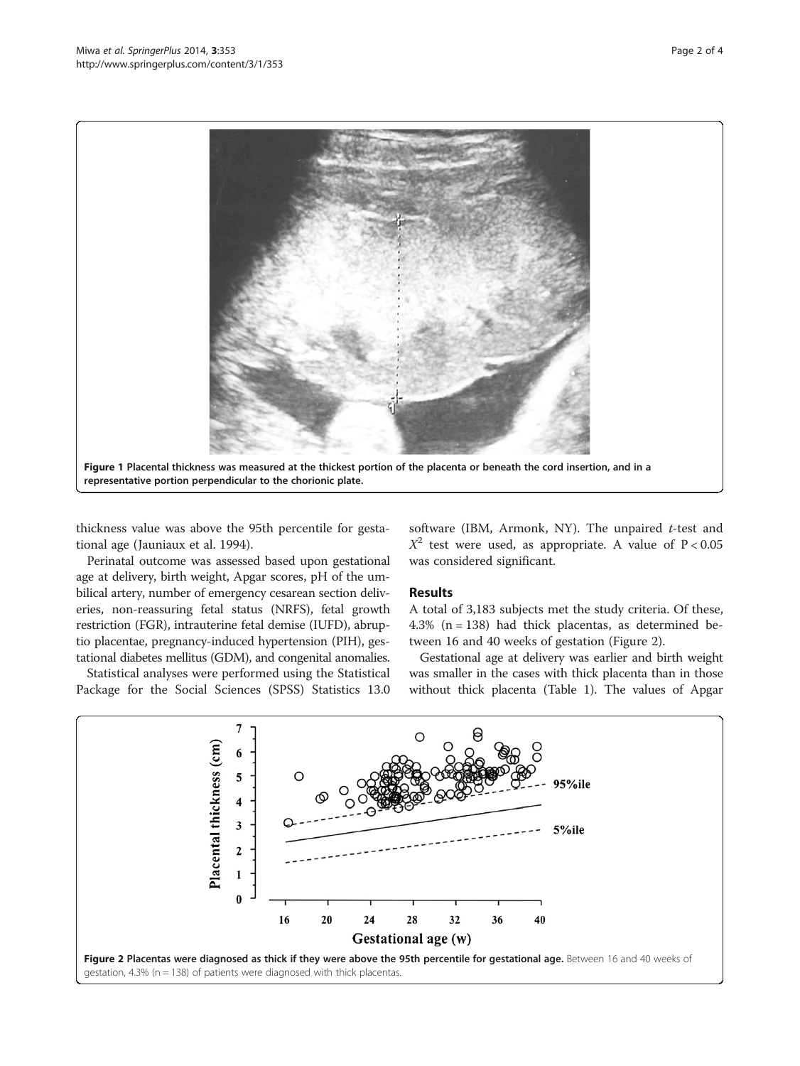Figure 1 Placental thickness was measured at the thickest portion of the placenta or beneath the cord insertion, and in a representative portion perpendicular to the chorionic plate.

thickness value was above the 95th percentile for gestational age (Jauniaux et al. 1994).

Perinatal outcome was assessed based upon gestational age at delivery, birth weight, Apgar scores, pH of the umbilical artery, number of emergency cesarean section deliveries, non-reassuring fetal status (NRFS), fetal growth restriction (FGR), intrauterine fetal demise (IUFD), abruptio placentae, pregnancy-induced hypertension (PIH), gestational diabetes mellitus (GDM), and congenital anomalies.

Statistical analyses were performed using the Statistical Package for the Social Sciences (SPSS) Statistics 13.0 software (IBM, Armonk, NY). The unpaired *t*-test and $X^2$ test were used, as appropriate. A value of $P < 0.05$ was considered significant.

## Results

A total of 3,183 subjects met the study criteria. Of these, 4.3% (n = 138) had thick placentas, as determined between 16 and 40 weeks of gestation (Figure 2).

Gestational age at delivery was earlier and birth weight was smaller in the cases with thick placenta than in those without thick placenta (Table 1). The values of Apgar

Placental thickness (cm)
7
6
5
4
3
2
1
0
95%ile
5%ile
16
20
24
28
32
36
40
Gestational age (w)

**Figure 2 Placentas were diagnosed as thick if they were above the 95th percentile for gestational age.** Between 16 and 40 weeks of gestation, 4.3% (n = 138) of patients were diagnosed with thick placentas.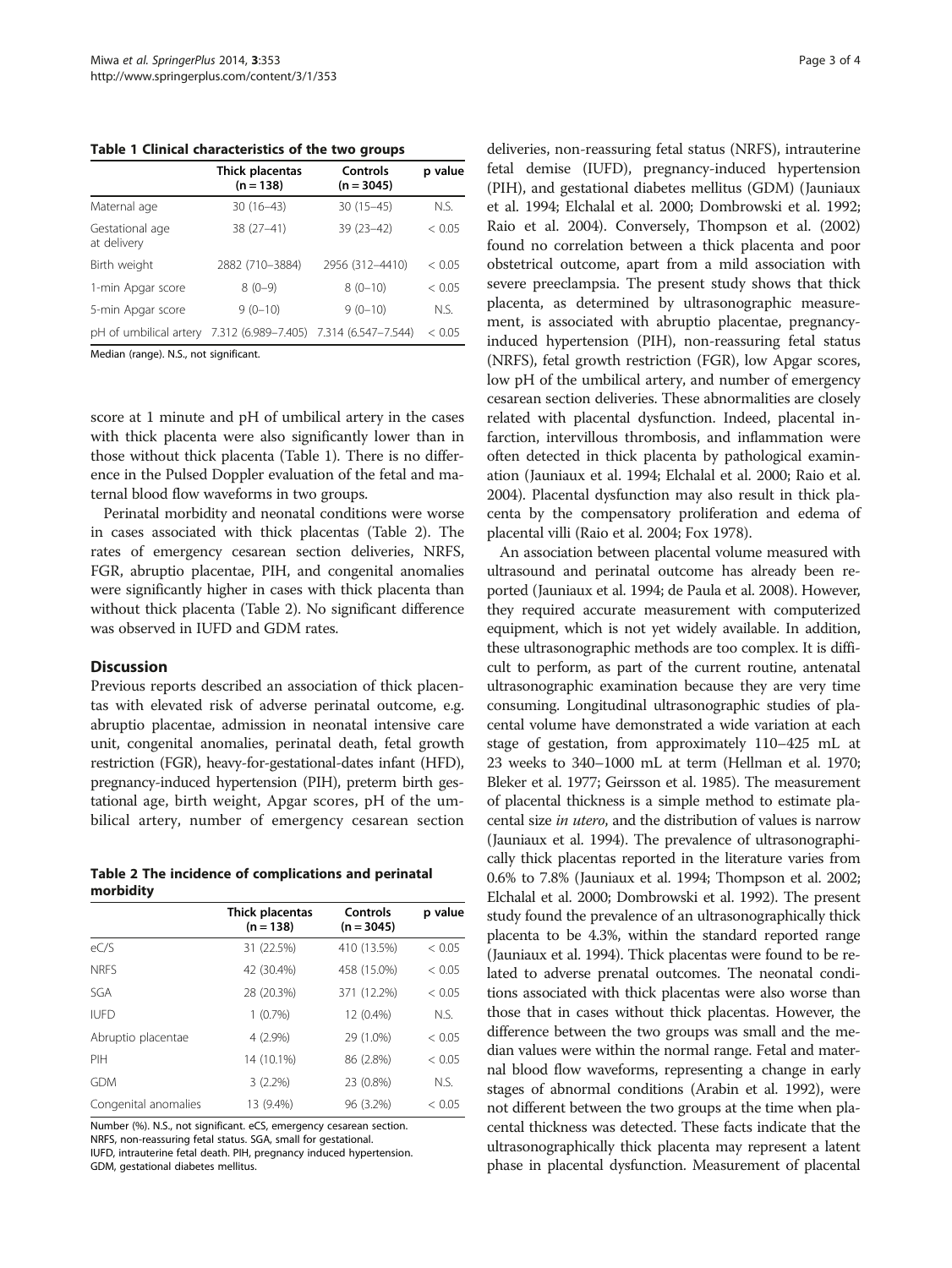**Table 1 Clinical characteristics of the two groups**

| | Thick placentas (n = 138) | Controls (n = 3045) | p value |
|---|---|---|---|
| Maternal age | 30 (16–43) | 30 (15–45) | N.S. |
| Gestational age at delivery | 38 (27–41) | 39 (23–42) | < 0.05 |
| Birth weight | 2882 (710–3884) | 2956 (312–4410) | < 0.05 |
| 1-min Apgar score | 8 (0–9) | 8 (0–10) | < 0.05 |
| 5-min Apgar score | 9 (0–10) | 9 (0–10) | N.S. |
| pH of umbilical artery | 7.312 (6.989–7.405) | 7.314 (6.547–7.544) | < 0.05 |

Median (range). N.S., not significant.

score at 1 minute and pH of umbilical artery in the cases with thick placenta were also significantly lower than in those without thick placenta (Table 1). There is no difference in the Pulsed Doppler evaluation of the fetal and maternal blood flow waveforms in two groups.

Perinatal morbidity and neonatal conditions were worse in cases associated with thick placentas (Table 2). The rates of emergency cesarean section deliveries, NRFS, FGR, abruptio placentae, PIH, and congenital anomalies were significantly higher in cases with thick placenta than without thick placenta (Table 2). No significant difference was observed in IUFD and GDM rates.

## Discussion

Previous reports described an association of thick placentas with elevated risk of adverse perinatal outcome, e.g. abruptio placentae, admission in neonatal intensive care unit, congenital anomalies, perinatal death, fetal growth restriction (FGR), heavy-for-gestational-dates infant (HFD), pregnancy-induced hypertension (PIH), preterm birth gestational age, birth weight, Apgar scores, pH of the umbilical artery, number of emergency cesarean section

**Table 2 The incidence of complications and perinatal morbidity**

| | Thick placentas (n = 138) | Controls (n = 3045) | p value |
|---|---|---|---|
| eC/S | 31 (22.5%) | 410 (13.5%) | < 0.05 |
| NRFS | 42 (30.4%) | 458 (15.0%) | < 0.05 |
| SGA | 28 (20.3%) | 371 (12.2%) | < 0.05 |
| IUFD | 1 (0.7%) | 12 (0.4%) | N.S. |
| Abruptio placentae | 4 (2.9%) | 29 (1.0%) | < 0.05 |
| PIH | 14 (10.1%) | 86 (2.8%) | < 0.05 |
| GDM | 3 (2.2%) | 23 (0.8%) | N.S. |
| Congenital anomalies | 13 (9.4%) | 96 (3.2%) | < 0.05 |

Number (%). N.S., not significant. eCS, emergency cesarean section. NRFS, non-reassuring fetal status. SGA, small for gestational. IUFD, intrauterine fetal death. PIH, pregnancy induced hypertension. GDM, gestational diabetes mellitus.

deliveries, non-reassuring fetal status (NRFS), intrauterine fetal demise (IUFD), pregnancy-induced hypertension (PIH), and gestational diabetes mellitus (GDM) (Jauniaux et al. 1994; Elchalal et al. 2000; Dombrowski et al. 1992; Raio et al. 2004). Conversely, Thompson et al. (2002) found no correlation between a thick placenta and poor obstetrical outcome, apart from a mild association with severe preeclampsia. The present study shows that thick placenta, as determined by ultrasonographic measurement, is associated with abruptio placentae, pregnancy-induced hypertension (PIH), non-reassuring fetal status (NRFS), fetal growth restriction (FGR), low Apgar scores, low pH of the umbilical artery, and number of emergency cesarean section deliveries. These abnormalities are closely related with placental dysfunction. Indeed, placental infarction, intervillous thrombosis, and inflammation were often detected in thick placenta by pathological examination (Jauniaux et al. 1994; Elchalal et al. 2000; Raio et al. 2004). Placental dysfunction may also result in thick placenta by the compensatory proliferation and edema of placental villi (Raio et al. 2004; Fox 1978).

An association between placental volume measured with ultrasound and perinatal outcome has already been reported (Jauniaux et al. 1994; de Paula et al. 2008). However, they required accurate measurement with computerized equipment, which is not yet widely available. In addition, these ultrasonographic methods are too complex. It is difficult to perform, as part of the current routine, antenatal ultrasonographic examination because they are very time consuming. Longitudinal ultrasonographic studies of placental volume have demonstrated a wide variation at each stage of gestation, from approximately 110–425 mL at 23 weeks to 340–1000 mL at term (Hellman et al. 1970; Bleker et al. 1977; Geirsson et al. 1985). The measurement of placental thickness is a simple method to estimate placental size *in utero*, and the distribution of values is narrow (Jauniaux et al. 1994). The prevalence of ultrasonographically thick placentas reported in the literature varies from 0.6% to 7.8% (Jauniaux et al. 1994; Thompson et al. 2002; Elchalal et al. 2000; Dombrowski et al. 1992). The present study found the prevalence of an ultrasonographically thick placenta to be 4.3%, within the standard reported range (Jauniaux et al. 1994). Thick placentas were found to be related to adverse prenatal outcomes. The neonatal conditions associated with thick placentas were also worse than those that in cases without thick placentas. However, the difference between the two groups was small and the median values were within the normal range. Fetal and maternal blood flow waveforms, representing a change in early stages of abnormal conditions (Arabin et al. 1992), were not different between the two groups at the time when placental thickness was detected. These facts indicate that the ultrasonographically thick placenta may represent a latent phase in placental dysfunction. Measurement of placental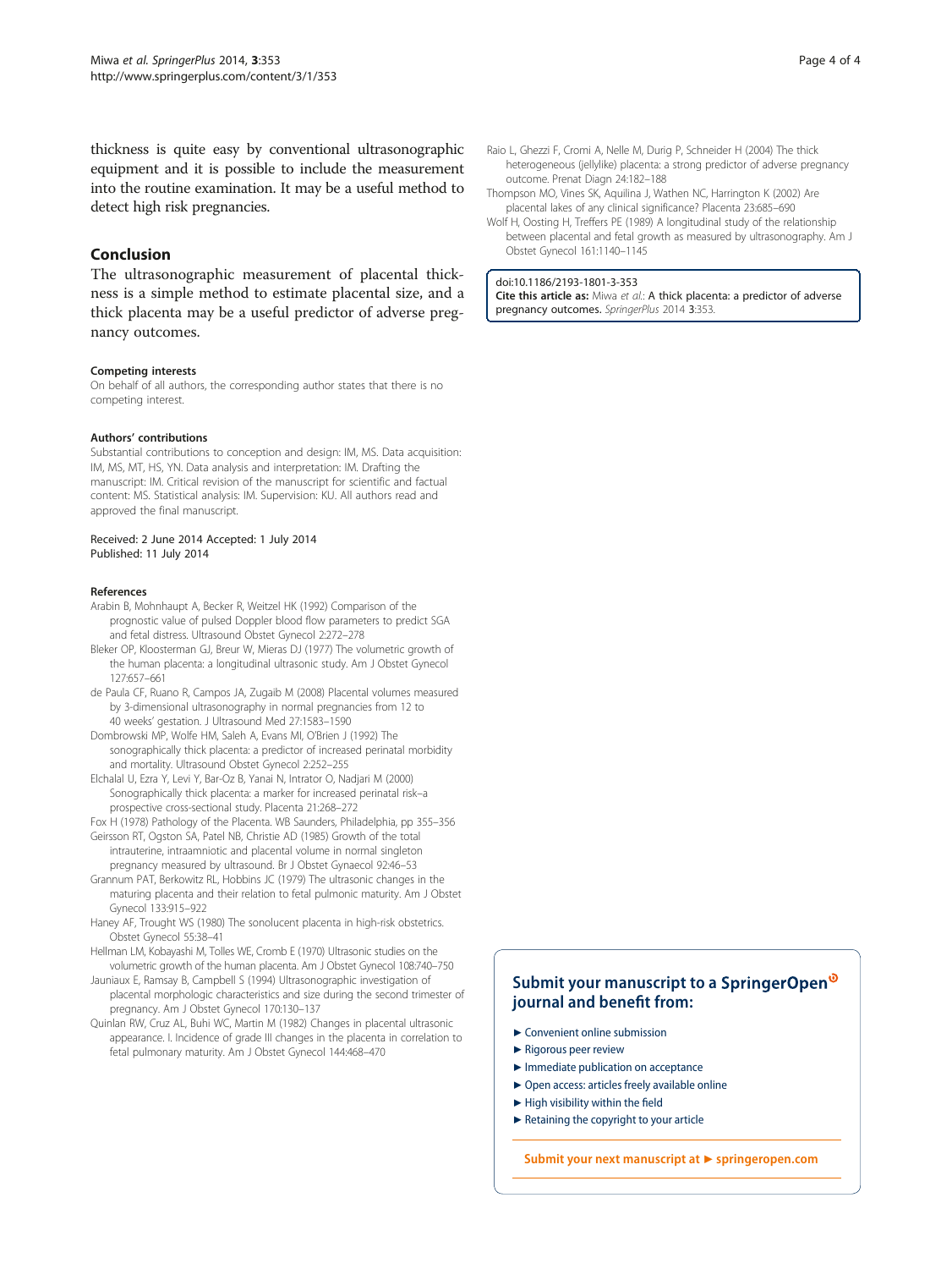thickness is quite easy by conventional ultrasonographic equipment and it is possible to include the measurement into the routine examination. It may be a useful method to detect high risk pregnancies.

## Conclusion

The ultrasonographic measurement of placental thickness is a simple method to estimate placental size, and a thick placenta may be a useful predictor of adverse pregnancy outcomes.

### Competing interests

On behalf of all authors, the corresponding author states that there is no competing interest.

### Authors' contributions

Substantial contributions to conception and design: IM, MS. Data acquisition: IM, MS, MT, HS, YN. Data analysis and interpretation: IM. Drafting the manuscript: IM. Critical revision of the manuscript for scientific and factual content: MS. Statistical analysis: IM. Supervision: KU. All authors read and approved the final manuscript.

Received: 2 June 2014 Accepted: 1 July 2014
Published: 11 July 2014

### References

Arabin B, Mohnhaupt A, Becker R, Weitzel HK (1992) Comparison of the prognostic value of pulsed Doppler blood flow parameters to predict SGA and fetal distress. Ultrasound Obstet Gynecol 2:272–278

Bleker OP, Kloosterman GJ, Breur W, Mieras DJ (1977) The volumetric growth of the human placenta: a longitudinal ultrasonic study. Am J Obstet Gynecol 127:657–661

de Paula CF, Ruano R, Campos JA, Zugaib M (2008) Placental volumes measured by 3-dimensional ultrasonography in normal pregnancies from 12 to 40 weeks' gestation. J Ultrasound Med 27:1583–1590

Dombrowski MP, Wolfe HM, Saleh A, Evans MI, O'Brien J (1992) The sonographically thick placenta: a predictor of increased perinatal morbidity and mortality. Ultrasound Obstet Gynecol 2:252–255

Elchalal U, Ezra Y, Levi Y, Bar-Oz B, Yanai N, Intrator O, Nadjari M (2000) Sonographically thick placenta: a marker for increased perinatal risk–a prospective cross-sectional study. Placenta 21:268–272

Fox H (1978) Pathology of the Placenta. WB Saunders, Philadelphia, pp 355–356

Geirsson RT, Ogston SA, Patel NB, Christie AD (1985) Growth of the total intrauterine, intraamniotic and placental volume in normal singleton pregnancy measured by ultrasound. Br J Obstet Gynaecol 92:46–53

Grannum PAT, Berkowitz RL, Hobbins JC (1979) The ultrasonic changes in the maturing placenta and their relation to fetal pulmonic maturity. Am J Obstet Gynecol 133:915–922

Haney AF, Trought WS (1980) The sonolucent placenta in high-risk obstetrics. Obstet Gynecol 55:38–41

Hellman LM, Kobayashi M, Tolles WE, Cromb E (1970) Ultrasonic studies on the volumetric growth of the human placenta. Am J Obstet Gynecol 108:740–750

Jauniaux E, Ramsay B, Campbell S (1994) Ultrasonographic investigation of placental morphologic characteristics and size during the second trimester of pregnancy. Am J Obstet Gynecol 170:130–137

Quinlan RW, Cruz AL, Buhi WC, Martin M (1982) Changes in placental ultrasonic appearance. I. Incidence of grade III changes in the placenta in correlation to fetal pulmonary maturity. Am J Obstet Gynecol 144:468–470

Raio L, Ghezzi F, Cromi A, Nelle M, Durig P, Schneider H (2004) The thick heterogeneous (jellylike) placenta: a strong predictor of adverse pregnancy outcome. Prenat Diagn 24:182–188

Thompson MO, Vines SK, Aquilina J, Wathen NC, Harrington K (2002) Are placental lakes of any clinical significance? Placenta 23:685–690

Wolf H, Oosting H, Treffers PE (1989) A longitudinal study of the relationship between placental and fetal growth as measured by ultrasonography. Am J Obstet Gynecol 161:1140–1145

doi:10.1186/2193-1801-3-353
**Cite this article as:** Miwa *et al.*: A thick placenta: a predictor of adverse pregnancy outcomes. *SpringerPlus* 2014 **3**:353.

**Submit your manuscript to a SpringerOpen journal and benefit from:**

- ► Convenient online submission
- ► Rigorous peer review
- ► Immediate publication on acceptance
- ► Open access: articles freely available online
- ► High visibility within the field
- ► Retaining the copyright to your article

**Submit your next manuscript at ► springeropen.com**